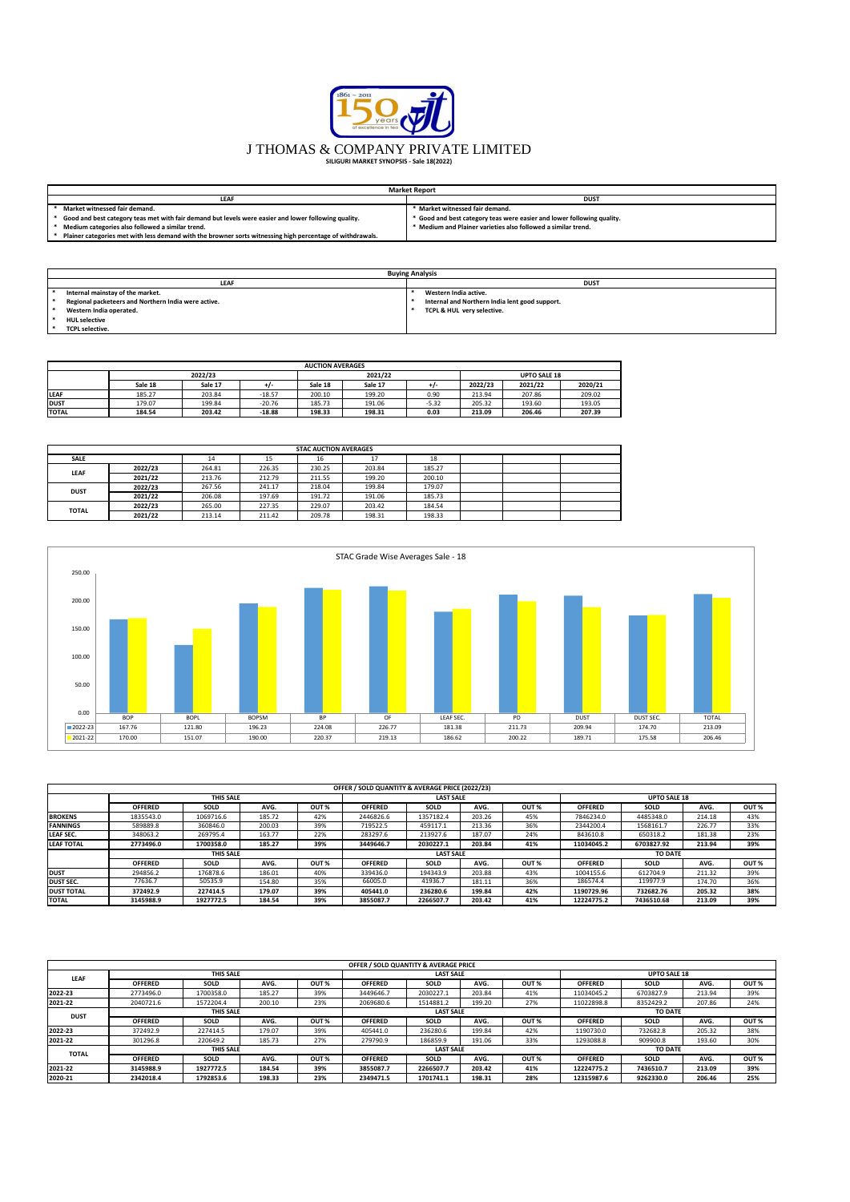# J THOMAS & COMPANY PRIVATE LIMITED

**SILIGURI MARKET SYNOPSIS - Sale 18(2022)**

| Market Report | |
|---|---|
| **LEAF** | **DUST** |
| * Market witnessed fair demand. | * Market witnessed fair demand. |
| * Good and best category teas met with fair demand but levels were easier and lower following quality. | * Good and best category teas were easier and lower following quality. |
| * Medium categories also followed a similar trend. | * Medium and Plainer varieties also followed a similar trend. |
| * Plainer categories met with less demand with the browner sorts witnessing high percentage of withdrawals. | |

| Buying Analysis | |
|---|---|
| **LEAF** | **DUST** |
| * Internal mainstay of the market. | * Western India active. |
| * Regional packeteers and Northern India were active. | * Internal and Northern India lent good support. |
| * Western India operated. | * TCPL & HUL very selective. |
| * HUL selective | |
| * TCPL selective. | |

| AUCTION AVERAGES | 2022/23 | | | 2021/22 | | | UPTO SALE 18 | | |
|---|---|---|---|---|---|---|---|---|---|
| | Sale 18 | Sale 17 | +/- | Sale 18 | Sale 17 | +/- | 2022/23 | 2021/22 | 2020/21 |
| LEAF | 185.27 | 203.84 | -18.57 | 200.10 | 199.20 | 0.90 | 213.94 | 207.86 | 209.02 |
| DUST | 179.07 | 199.84 | -20.76 | 185.73 | 191.06 | -5.32 | 205.32 | 193.60 | 193.05 |
| TOTAL | 184.54 | 203.42 | -18.88 | 198.33 | 198.31 | 0.03 | 213.09 | 206.46 | 207.39 |

| STAC AUCTION AVERAGES | | | | | | | | | |
|---|---|---|---|---|---|---|---|---|---|
| SALE | | 14 | 15 | 16 | 17 | 18 | | | |
| LEAF | 2022/23 | 264.81 | 226.35 | 230.25 | 203.84 | 185.27 | | | |
| | 2021/22 | 213.76 | 212.79 | 211.55 | 199.20 | 200.10 | | | |
| DUST | 2022/23 | 267.56 | 241.17 | 218.04 | 199.84 | 179.07 | | | |
| | 2021/22 | 206.08 | 197.69 | 191.72 | 191.06 | 185.73 | | | |
| TOTAL | 2022/23 | 265.00 | 227.35 | 229.07 | 203.42 | 184.54 | | | |
| | 2021/22 | 213.14 | 211.42 | 209.78 | 198.31 | 198.33 | | | |

STAC Grade Wise Averages Sale - 18

| | BOP | BOPL | BOPSM | BP | OF | LEAF SEC. | PD | DUST | DUST SEC. | TOTAL |
|---|---|---|---|---|---|---|---|---|---|---|
| 2022-23 | 167.76 | 121.80 | 196.23 | 224.08 | 226.77 | 181.38 | 211.73 | 209.94 | 174.70 | 213.09 |
| 2021-22 | 170.00 | 151.07 | 190.00 | 220.37 | 219.13 | 186.62 | 200.22 | 189.71 | 175.58 | 206.46 |

| OFFER / SOLD QUANTITY & AVERAGE PRICE (2022/23) | THIS SALE | | | | LAST SALE | | | | UPTO SALE 18 | | | |
|---|---|---|---|---|---|---|---|---|---|---|---|---|
| | OFFERED | SOLD | AVG. | OUT % | OFFERED | SOLD | AVG. | OUT % | OFFERED | SOLD | AVG. | OUT % |
| BROKENS | 1835543.0 | 1069716.6 | 185.72 | 42% | 2446826.6 | 1357182.4 | 203.26 | 45% | 7846234.0 | 4485348.0 | 214.18 | 43% |
| FANNINGS | 589889.8 | 360846.0 | 200.03 | 39% | 719522.5 | 459117.1 | 213.36 | 36% | 2344200.4 | 1568161.7 | 226.77 | 33% |
| LEAF SEC. | 348063.2 | 269795.4 | 163.77 | 22% | 283297.6 | 213927.6 | 187.07 | 24% | 843610.8 | 650318.2 | 181.38 | 23% |
| LEAF TOTAL | 2773496.0 | 1700358.0 | 185.27 | 39% | 3449646.7 | 2030227.1 | 203.84 | 41% | 11034045.2 | 6703827.92 | 213.94 | 39% |
| | THIS SALE | | | | LAST SALE | | | | TO DATE | | | |
| | OFFERED | SOLD | AVG. | OUT % | OFFERED | SOLD | AVG. | OUT % | OFFERED | SOLD | AVG. | OUT % |
| DUST | 294856.2 | 176878.6 | 186.01 | 40% | 339436.0 | 194343.9 | 203.88 | 43% | 1004155.6 | 612704.9 | 211.32 | 39% |
| DUST SEC. | 77636.7 | 50535.9 | 154.80 | 35% | 66005.0 | 41936.7 | 181.11 | 36% | 186574.4 | 119977.9 | 174.70 | 36% |
| DUST TOTAL | 372492.9 | 227414.5 | 179.07 | 39% | 405441.0 | 236280.6 | 199.84 | 42% | 1190729.96 | 732682.76 | 205.32 | 38% |
| TOTAL | 3145988.9 | 1927772.5 | 184.54 | 39% | 3855087.7 | 2266507.7 | 203.42 | 41% | 12224775.2 | 7436510.68 | 213.09 | 39% |

| OFFER / SOLD QUANTITY & AVERAGE PRICE | THIS SALE | | | | LAST SALE | | | | UPTO SALE 18 | | | |
|---|---|---|---|---|---|---|---|---|---|---|---|---|
| LEAF | OFFERED | SOLD | AVG. | OUT % | OFFERED | SOLD | AVG. | OUT % | OFFERED | SOLD | AVG. | OUT % |
| 2022-23 | 2773496.0 | 1700358.0 | 185.27 | 39% | 3449646.7 | 2030227.1 | 203.84 | 41% | 11034045.2 | 6703827.9 | 213.94 | 39% |
| 2021-22 | 2040721.6 | 1572204.4 | 200.10 | 23% | 2069680.6 | 1514881.2 | 199.20 | 27% | 11022898.8 | 8352429.2 | 207.86 | 24% |
| DUST | THIS SALE | | | | LAST SALE | | | | TO DATE | | | |
| | OFFERED | SOLD | AVG. | OUT % | OFFERED | SOLD | AVG. | OUT % | OFFERED | SOLD | AVG. | OUT % |
| 2022-23 | 372492.9 | 227414.5 | 179.07 | 39% | 405441.0 | 236280.6 | 199.84 | 42% | 1190730.0 | 732682.8 | 205.32 | 38% |
| 2021-22 | 301296.8 | 220649.2 | 185.73 | 27% | 279790.9 | 186859.9 | 191.06 | 33% | 1293088.8 | 909900.8 | 193.60 | 30% |
| TOTAL | THIS SALE | | | | LAST SALE | | | | TO DATE | | | |
| | OFFERED | SOLD | AVG. | OUT % | OFFERED | SOLD | AVG. | OUT % | OFFERED | SOLD | AVG. | OUT % |
| 2021-22 | 3145988.9 | 1927772.5 | 184.54 | 39% | 3855087.7 | 2266507.7 | 203.42 | 41% | 12224775.2 | 7436510.7 | 213.09 | 39% |
| 2020-21 | 2342018.4 | 1792853.6 | 198.33 | 23% | 2349471.5 | 1701741.1 | 198.31 | 28% | 12315987.6 | 9262330.0 | 206.46 | 25% |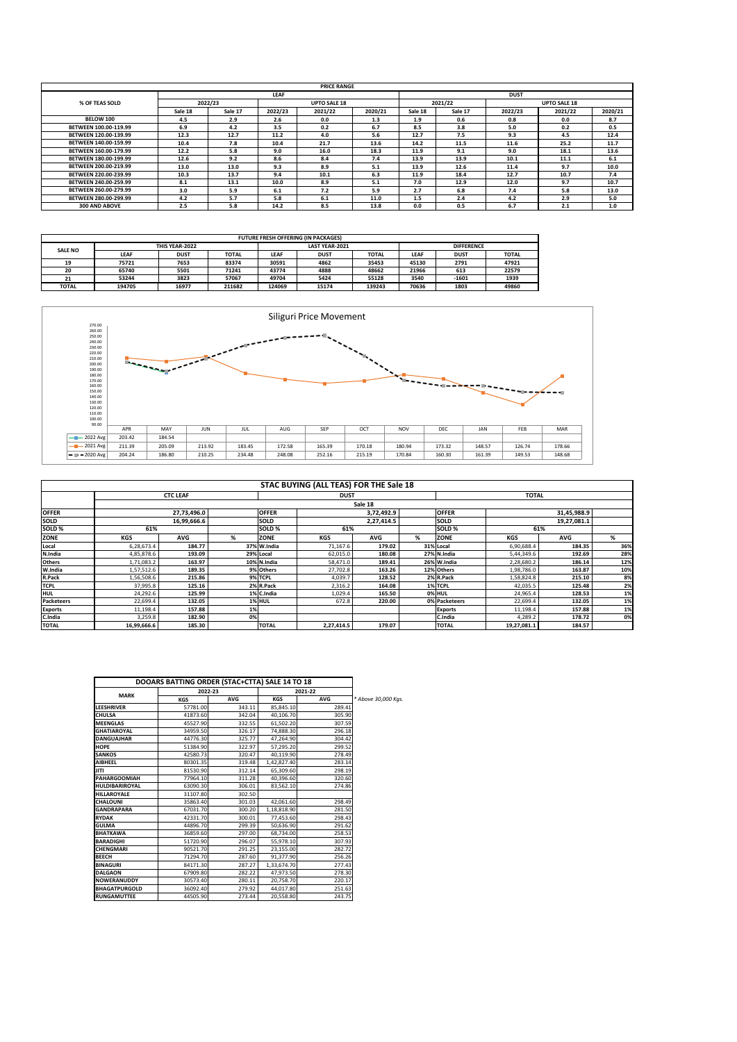## PRICE RANGE

| % OF TEAS SOLD | LEAF | | | | | DUST | | | | |
|---|---|---|---|---|---|---|---|---|---|---|
| | 2022/23 | | UPTO SALE 18 | | | 2021/22 | | UPTO SALE 18 | | |
| | Sale 18 | Sale 17 | 2022/23 | 2021/22 | 2020/21 | Sale 18 | Sale 17 | 2022/23 | 2021/22 | 2020/21 |
| BELOW 100 | 4.5 | 2.9 | 2.6 | 0.0 | 1.3 | 1.9 | 0.6 | 0.8 | 0.0 | 8.7 |
| BETWEEN 100.00-119.99 | 6.9 | 4.2 | 3.5 | 0.2 | 6.7 | 8.5 | 3.8 | 5.0 | 0.2 | 0.5 |
| BETWEEN 120.00-139.99 | 12.3 | 12.7 | 11.2 | 4.0 | 5.6 | 12.7 | 7.5 | 9.3 | 4.5 | 12.4 |
| BETWEEN 140.00-159.99 | 10.4 | 7.8 | 10.4 | 21.7 | 13.6 | 14.2 | 11.5 | 11.6 | 25.2 | 11.7 |
| BETWEEN 160.00-179.99 | 12.2 | 5.8 | 9.0 | 16.0 | 18.3 | 11.9 | 9.1 | 9.0 | 18.1 | 13.6 |
| BETWEEN 180.00-199.99 | 12.6 | 9.2 | 8.6 | 8.4 | 7.4 | 13.9 | 13.9 | 10.1 | 11.1 | 6.1 |
| BETWEEN 200.00-219.99 | 13.0 | 13.0 | 9.3 | 8.9 | 5.1 | 13.9 | 12.6 | 11.4 | 9.7 | 10.0 |
| BETWEEN 220.00-239.99 | 10.3 | 13.7 | 9.4 | 10.1 | 6.3 | 11.9 | 18.4 | 12.7 | 10.7 | 7.4 |
| BETWEEN 240.00-259.99 | 8.1 | 13.1 | 10.0 | 8.9 | 5.1 | 7.0 | 12.9 | 12.0 | 9.7 | 10.7 |
| BETWEEN 260.00-279.99 | 3.0 | 5.9 | 6.1 | 7.2 | 5.9 | 2.7 | 6.8 | 7.4 | 5.8 | 13.0 |
| BETWEEN 280.00-299.99 | 4.2 | 5.7 | 5.8 | 6.1 | 11.0 | 1.5 | 2.4 | 4.2 | 2.9 | 5.0 |
| 300 AND ABOVE | 2.5 | 5.8 | 14.2 | 8.5 | 13.8 | 0.0 | 0.5 | 6.7 | 2.1 | 1.0 |

## FUTURE FRESH OFFERING (IN PACKAGES)

| SALE NO | THIS YEAR-2022 | | | LAST YEAR-2021 | | | DIFFERENCE | | |
|---|---|---|---|---|---|---|---|---|---|
| | LEAF | DUST | TOTAL | LEAF | DUST | TOTAL | LEAF | DUST | TOTAL |
| 19 | 75721 | 7653 | 83374 | 30591 | 4862 | 35453 | 45130 | 2791 | 47921 |
| 20 | 65740 | 5501 | 71241 | 43774 | 4888 | 48662 | 21966 | 613 | 22579 |
| 21 | 53244 | 3823 | 57067 | 49704 | 5424 | 55128 | 3540 | -1601 | 1939 |
| TOTAL | 194705 | 16977 | 211682 | 124069 | 15174 | 139243 | 70636 | 1803 | 49860 |

Siliguri Price Movement

270.00 260.00 250.00 240.00 230.00 220.00 210.00 200.00 190.00 180.00 170.00 160.00 150.00 140.00 130.00 120.00 110.00 100.00 90.00

| | APR | MAY | JUN | JUL | AUG | SEP | OCT | NOV | DEC | JAN | FEB | MAR |
|---|---|---|---|---|---|---|---|---|---|---|---|---|
| 2022 Avg | 203.42 | 184.54 | | | | | | | | | | |
| 2021 Avg | 211.39 | 205.09 | 213.92 | 183.45 | 172.58 | 165.39 | 170.18 | 180.94 | 173.32 | 148.57 | 126.74 | 178.66 |
| 2020 Avg | 204.24 | 186.80 | 210.25 | 234.48 | 248.08 | 252.16 | 215.19 | 170.84 | 160.30 | 161.39 | 149.53 | 148.68 |

## STAC BUYING (ALL TEAS) FOR THE Sale 18

| | CTC LEAF | | | DUST | | | | TOTAL | | |
|---|---|---|---|---|---|---|---|---|---|---|
| | Sale 18 | | | | | | | | | |
| OFFER | 27,73,496.0 | | | OFFER | 3,72,492.9 | | | OFFER | 31,45,988.9 | |
| SOLD | 16,99,666.6 | | | SOLD | 2,27,414.5 | | | SOLD | 19,27,081.1 | |
| SOLD % | 61% | | | SOLD % | 61% | | | SOLD % | 61% | |
| ZONE | KGS | AVG | % | ZONE | KGS | AVG | % | ZONE | KGS | AVG | % |
| Local | 6,28,673.4 | 184.77 | 37% | W.India | 71,167.6 | 179.02 | 31% | Local | 6,90,688.4 | 184.35 | 36% |
| N.India | 4,85,878.6 | 193.09 | 29% | Local | 62,015.0 | 180.08 | 27% | N.India | 5,44,349.6 | 192.69 | 28% |
| Others | 1,71,083.2 | 163.97 | 10% | N.India | 58,471.0 | 189.41 | 26% | W.India | 2,28,680.2 | 186.14 | 12% |
| W.India | 1,57,512.6 | 189.35 | 9% | Others | 27,702.8 | 163.26 | 12% | Others | 1,98,786.0 | 163.87 | 10% |
| R.Pack | 1,56,508.6 | 215.86 | 9% | TCPL | 4,039.7 | 128.52 | 2% | R.Pack | 1,58,824.8 | 215.10 | 8% |
| TCPL | 37,995.8 | 125.16 | 2% | R.Pack | 2,316.2 | 164.08 | 1% | TCPL | 42,035.5 | 125.48 | 2% |
| HUL | 24,292.6 | 125.99 | 1% | C.India | 1,029.4 | 165.50 | 0% | HUL | 24,965.4 | 128.53 | 1% |
| Packeteers | 22,699.4 | 132.05 | 1% | HUL | 672.8 | 220.00 | 0% | Packeteers | 22,699.4 | 132.05 | 1% |
| Exports | 11,198.4 | 157.88 | 1% | | | | | Exports | 11,198.4 | 157.88 | 1% |
| C.India | 3,259.8 | 182.90 | 0% | | | | | C.India | 4,289.2 | 178.72 | 0% |
| TOTAL | 16,99,666.6 | 185.30 | | TOTAL | 2,27,414.5 | 179.07 | | TOTAL | 19,27,081.1 | 184.57 | |

## DOOARS BATTING ORDER (STAC+CTTA) SALE 14 TO 18

| MARK | 2022-23 | | 2021-22 | |
|---|---|---|---|---|
| | KGS | AVG | KGS | AVG |
| LEESHRIVER | 57781.00 | 343.11 | 85,845.10 | 289.41 |
| CHULSA | 41873.60 | 342.04 | 40,106.70 | 305.90 |
| MEENGLAS | 45527.90 | 332.55 | 61,502.20 | 307.59 |
| GHATIAROYAL | 34959.50 | 326.17 | 74,888.30 | 296.18 |
| DANGUAJHAR | 44776.30 | 325.77 | 47,264.90 | 304.42 |
| HOPE | 51384.90 | 322.97 | 57,295.20 | 299.52 |
| SANKOS | 42580.73 | 320.47 | 40,119.90 | 278.49 |
| AIBHEEL | 80301.35 | 319.48 | 1,42,827.40 | 283.14 |
| JITI | 81530.90 | 312.14 | 65,309.60 | 298.19 |
| PAHARGOOMIAH | 77964.10 | 311.28 | 40,396.60 | 320.60 |
| HULDIBARIROYAL | 63090.30 | 306.01 | 83,562.10 | 274.86 |
| HILLAROYALE | 31107.80 | 302.50 | | |
| CHALOUNI | 35863.40 | 301.03 | 42,061.60 | 298.49 |
| GANDRAPARA | 67031.70 | 300.20 | 1,18,818.90 | 281.50 |
| RYDAK | 42331.70 | 300.01 | 77,453.60 | 298.43 |
| GULMA | 44896.70 | 299.39 | 50,636.90 | 291.62 |
| BHATKAWA | 36859.60 | 297.00 | 68,734.00 | 258.53 |
| BARADIGHI | 51720.90 | 296.07 | 55,978.10 | 307.93 |
| CHENGMARI | 90521.70 | 291.25 | 23,155.00 | 282.72 |
| BEECH | 71294.70 | 287.60 | 91,377.90 | 256.26 |
| BINAGURI | 84171.30 | 287.27 | 1,33,674.70 | 277.43 |
| DALGAON | 67909.80 | 282.22 | 47,973.50 | 278.30 |
| NOWERANUDDY | 30573.40 | 280.11 | 20,758.70 | 220.17 |
| BHAGATPURGOLD | 36092.40 | 279.92 | 44,017.80 | 251.63 |
| RUNGAMUTTEE | 44505.90 | 273.44 | 20,558.80 | 243.75 |

* Above 30,000 Kgs.